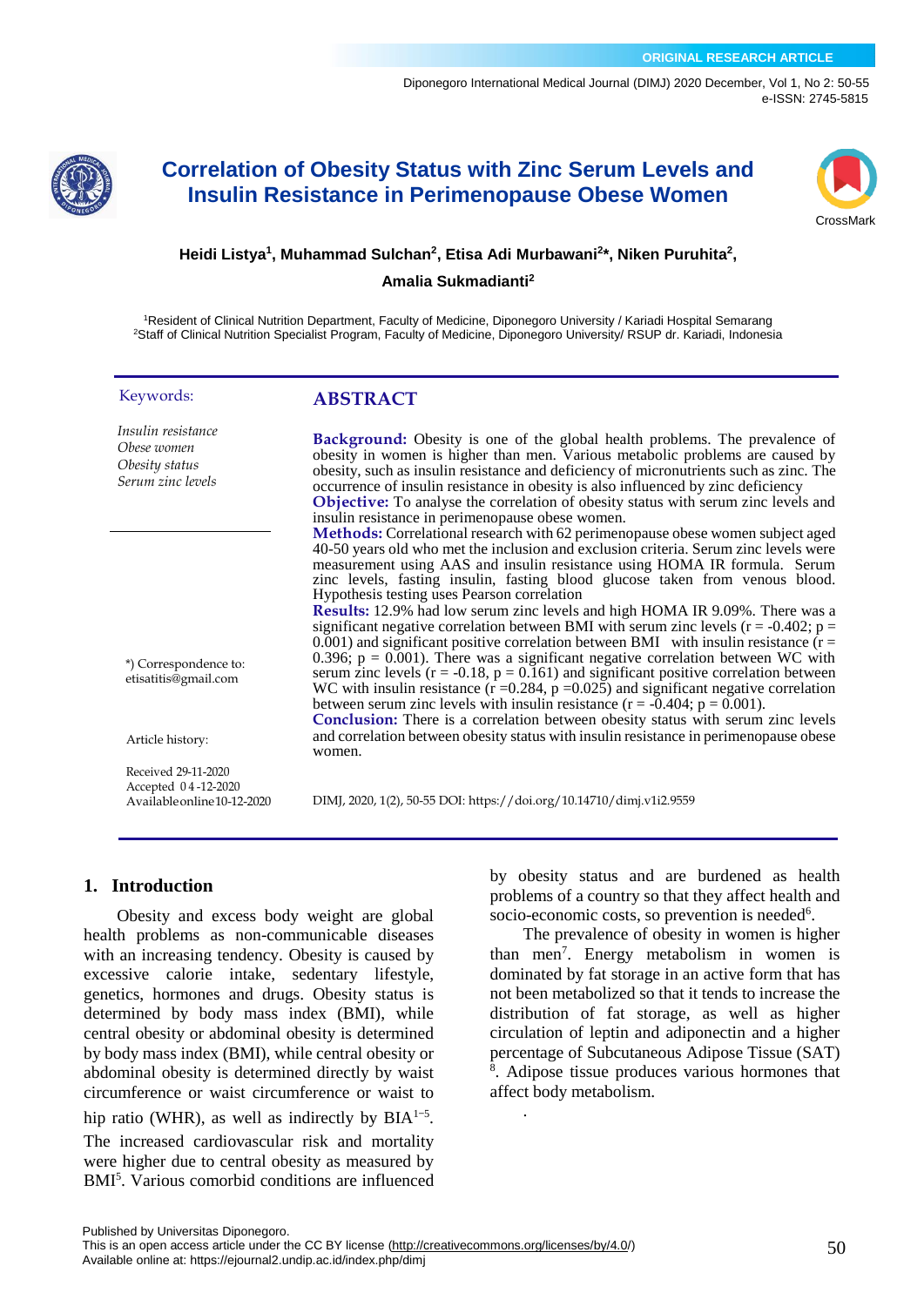ORIGINAL RESEARCH ARTICLE

# Correlation of Obesity Status with Zinc Serum Levels and Insulin Resistance in Perimenopause Obese Women

**Heidi Listya[1], Muhammad Sulchan[2], Etisa Adi Murbawani[2]\*, Niken Puruhita[2], Amalia Sukmadianti[2]**

[1]Resident of Clinical Nutrition Department, Faculty of Medicine, Diponegoro University / Kariadi Hospital Semarang
[2]Staff of Clinical Nutrition Specialist Program, Faculty of Medicine, Diponegoro University/ RSUP dr. Kariadi, Indonesia

**Keywords:**

*Insulin resistance*
*Obese women*
*Obesity status*
*Serum zinc levels*

\*) Correspondence to: etisatitis@gmail.com

Article history:

Received 29-11-2020
Accepted 04-12-2020
Available online 10-12-2020

## ABSTRACT

**Background:** Obesity is one of the global health problems. The prevalence of obesity in women is higher than men. Various metabolic problems are caused by obesity, such as insulin resistance and deficiency of micronutrients such as zinc. The occurrence of insulin resistance in obesity is also influenced by zinc deficiency
**Objective:** To analyse the correlation of obesity status with serum zinc levels and insulin resistance in perimenopause obese women.
**Methods:** Correlational research with 62 perimenopause obese women subject aged 40-50 years old who met the inclusion and exclusion criteria. Serum zinc levels were measurement using AAS and insulin resistance using HOMA IR formula. Serum zinc levels, fasting insulin, fasting blood glucose taken from venous blood. Hypothesis testing uses Pearson correlation
**Results:** 12.9% had low serum zinc levels and high HOMA IR 9.09%. There was a significant negative correlation between BMI with serum zinc levels ($r = -0.402$; $p = 0.001$) and significant positive correlation between BMI with insulin resistance ($r = 0.396$; $p = 0.001$). There was a significant negative correlation between WC with serum zinc levels ($r = -0.18$, $p = 0.161$) and significant positive correlation between WC with insulin resistance ($r = 0.284$, $p = 0.025$) and significant negative correlation between serum zinc levels with insulin resistance ($r = -0.404$; $p = 0.001$).
**Conclusion:** There is a correlation between obesity status with serum zinc levels and correlation between obesity status with insulin resistance in perimenopause obese women.

DIMJ, 2020, 1(2), 50-55 DOI: https://doi.org/10.14710/dimj.v1i2.9559

## 1. Introduction

Obesity and excess body weight are global health problems as non-communicable diseases with an increasing tendency. Obesity is caused by excessive calorie intake, sedentary lifestyle, genetics, hormones and drugs. Obesity status is determined by body mass index (BMI), while central obesity or abdominal obesity is determined by body mass index (BMI), while central obesity or abdominal obesity is determined directly by waist circumference or waist circumference or waist to hip ratio (WHR), as well as indirectly by BIA[1–5]. The increased cardiovascular risk and mortality were higher due to central obesity as measured by BMI[5]. Various comorbid conditions are influenced by obesity status and are burdened as health problems of a country so that they affect health and socio-economic costs, so prevention is needed[6].

The prevalence of obesity in women is higher than men[7]. Energy metabolism in women is dominated by fat storage in an active form that has not been metabolized so that it tends to increase the distribution of fat storage, as well as higher circulation of leptin and adiponectin and a higher percentage of Subcutaneous Adipose Tissue (SAT)[8]. Adipose tissue produces various hormones that affect body metabolism.

Published by Universitas Diponegoro.
This is an open access article under the CC BY license (http://creativecommons.org/licenses/by/4.0/)
Available online at: https://ejournal2.undip.ac.id/index.php/dimj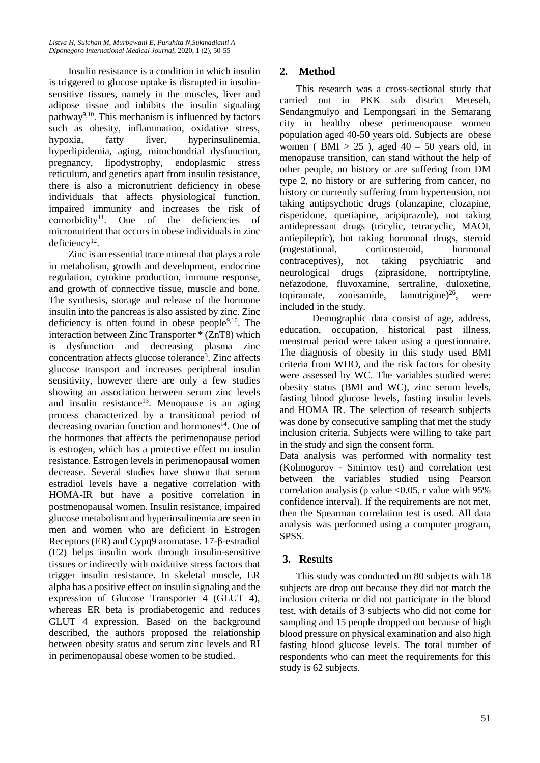Insulin resistance is a condition in which insulin is triggered to glucose uptake is disrupted in insulin-sensitive tissues, namely in the muscles, liver and adipose tissue and inhibits the insulin signaling pathway[9,10]. This mechanism is influenced by factors such as obesity, inflammation, oxidative stress, hypoxia, fatty liver, hyperinsulinemia, hyperlipidemia, aging, mitochondrial dysfunction, pregnancy, lipodystrophy, endoplasmic stress reticulum, and genetics apart from insulin resistance, there is also a micronutrient deficiency in obese individuals that affects physiological function, impaired immunity and increases the risk of comorbidity[11]. One of the deficiencies of micronutrient that occurs in obese individuals in zinc deficiency[12].

Zinc is an essential trace mineral that plays a role in metabolism, growth and development, endocrine regulation, cytokine production, immune response, and growth of connective tissue, muscle and bone. The synthesis, storage and release of the hormone insulin into the pancreas is also assisted by zinc. Zinc deficiency is often found in obese people[9,10]. The interaction between Zinc Transporter * (ZnT8) which is dysfunction and decreasing plasma zinc concentration affects glucose tolerance[3]. Zinc affects glucose transport and increases peripheral insulin sensitivity, however there are only a few studies showing an association between serum zinc levels and insulin resistance[13]. Menopause is an aging process characterized by a transitional period of decreasing ovarian function and hormones[14]. One of the hormones that affects the perimenopause period is estrogen, which has a protective effect on insulin resistance. Estrogen levels in perimenopausal women decrease. Several studies have shown that serum estradiol levels have a negative correlation with HOMA-IR but have a positive correlation in postmenopausal women. Insulin resistance, impaired glucose metabolism and hyperinsulinemia are seen in men and women who are deficient in Estrogen Receptors (ER) and Cypq9 aromatase. 17-β-estradiol (E2) helps insulin work through insulin-sensitive tissues or indirectly with oxidative stress factors that trigger insulin resistance. In skeletal muscle, ER alpha has a positive effect on insulin signaling and the expression of Glucose Transporter 4 (GLUT 4), whereas ER beta is prodiabetogenic and reduces GLUT 4 expression. Based on the background described, the authors proposed the relationship between obesity status and serum zinc levels and RI in perimenopausal obese women to be studied.

## 2. Method

This research was a cross-sectional study that carried out in PKK sub district Meteseh, Sendangmulyo and Lempongsari in the Semarang city in healthy obese perimenopause women population aged 40-50 years old. Subjects are obese women ( BMI $\geq$ 25 ), aged 40 – 50 years old, in menopause transition, can stand without the help of other people, no history or are suffering from DM type 2, no history or are suffering from cancer, no history or currently suffering from hypertension, not taking antipsychotic drugs (olanzapine, clozapine, risperidone, quetiapine, aripiprazole), not taking antidepressant drugs (tricylic, tetracyclic, MAOI, antiepileptic), bot taking hormonal drugs, steroid (rogestational, corticosteroid, hormonal contraceptives), not taking psychiatric and neurological drugs (ziprasidone, nortriptyline, nefazodone, fluvoxamine, sertraline, duloxetine, topiramate, zonisamide, lamotrigine)[26], were included in the study.

Demographic data consist of age, address, education, occupation, historical past illness, menstrual period were taken using a questionnaire. The diagnosis of obesity in this study used BMI criteria from WHO, and the risk factors for obesity were assessed by WC. The variables studied were: obesity status (BMI and WC), zinc serum levels, fasting blood glucose levels, fasting insulin levels and HOMA IR. The selection of research subjects was done by consecutive sampling that met the study inclusion criteria. Subjects were willing to take part in the study and sign the consent form.

Data analysis was performed with normality test (Kolmogorov - Smirnov test) and correlation test between the variables studied using Pearson correlation analysis (p value $<0.05$, r value with 95% confidence interval). If the requirements are not met, then the Spearman correlation test is used. All data analysis was performed using a computer program, SPSS.

## 3. Results

This study was conducted on 80 subjects with 18 subjects are drop out because they did not match the inclusion criteria or did not participate in the blood test, with details of 3 subjects who did not come for sampling and 15 people dropped out because of high blood pressure on physical examination and also high fasting blood glucose levels. The total number of respondents who can meet the requirements for this study is 62 subjects.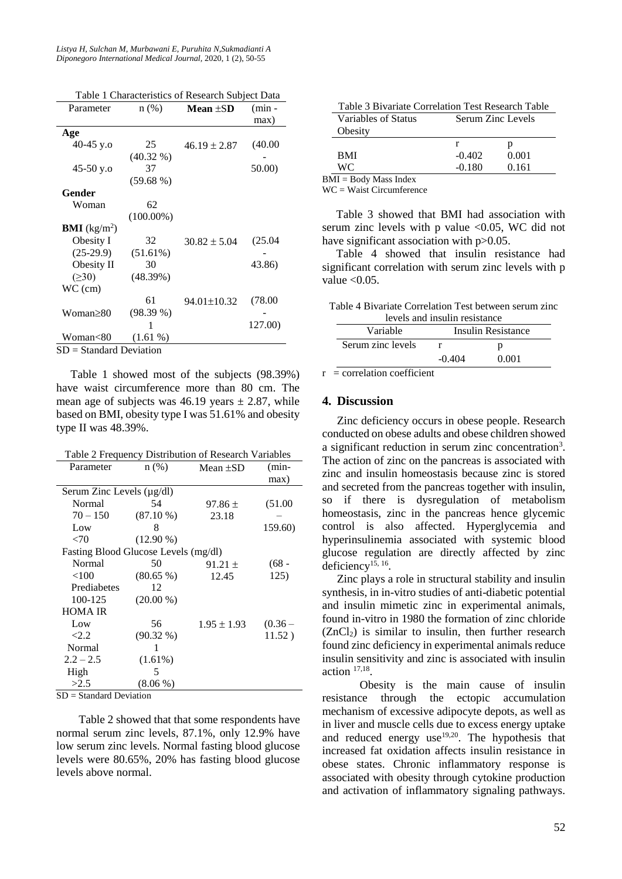Table 1 Characteristics of Research Subject Data

| Parameter | n (%) | **Mean ±SD** | (min - max) |
|---|---|---|---|
| **Age** | | | |
| 40-45 y.o | 25 (40.32 %) | 46.19 ± 2.87 | (40.00 - 50.00) |
| 45-50 y.o | 37 (59.68 %) | | |
| **Gender** | | | |
| Woman | 62 (100.00%) | | |
| **BMI** ($kg/m^2$) | | | |
| Obesity I (25-29.9) | 32 (51.61%) | 30.82 ± 5.04 | (25.04 - 43.86) |
| Obesity II (≥30) | 30 (48.39%) | | |
| WC (cm) | | | |
| Woman≥80 | 61 (98.39 %) | 94.01±10.32 | (78.00 - 127.00) |
| Woman<80 | 1 (1.61 %) | | |

SD = Standard Deviation

Table 1 showed most of the subjects (98.39%) have waist circumference more than 80 cm. The mean age of subjects was 46.19 years ± 2.87, while based on BMI, obesity type I was 51.61% and obesity type II was 48.39%.

Table 2 Frequency Distribution of Research Variables

| Parameter | n (%) | Mean ±SD | (min-max) |
|---|---|---|---|
| Serum Zinc Levels (µg/dl) | | | |
| Normal 70 – 150 | 54 (87.10 %) | 97.86 ± 23.18 | (51.00 – 159.60) |
| Low <70 | 8 (12.90 %) | | |
| Fasting Blood Glucose Levels (mg/dl) | | | |
| Normal <100 | 50 (80.65 %) | 91.21 ± 12.45 | (68 - 125) |
| Prediabetes 100-125 | 12 (20.00 %) | | |
| HOMA IR | | | |
| Low <2.2 | 56 (90.32 %) | 1.95 ± 1.93 | (0.36 – 11.52 ) |
| Normal 2.2 – 2.5 | 1 (1.61%) | | |
| High >2.5 | 5 (8.06 %) | | |

SD = Standard Deviation

Table 2 showed that that some respondents have normal serum zinc levels, 87.1%, only 12.9% have low serum zinc levels. Normal fasting blood glucose levels were 80.65%, 20% has fasting blood glucose levels above normal.

Table 3 Bivariate Correlation Test Research Table

| Variables of Status Obesity | Serum Zinc Levels | |
|---|---|---|
| | r | p |
| BMI | -0.402 | 0.001 |
| WC | -0.180 | 0.161 |

BMI = Body Mass Index
WC = Waist Circumference

Table 3 showed that BMI had association with serum zinc levels with p value <0.05, WC did not have significant association with p>0.05.

Table 4 showed that insulin resistance had significant correlation with serum zinc levels with p value <0.05.

Table 4 Bivariate Correlation Test between serum zinc levels and insulin resistance

| Variable | Insulin Resistance | |
|---|---|---|
| Serum zinc levels | r | p |
| | -0.404 | 0.001 |

r = correlation coefficient

## 4. Discussion

Zinc deficiency occurs in obese people. Research conducted on obese adults and obese children showed a significant reduction in serum zinc concentration[3]. The action of zinc on the pancreas is associated with zinc and insulin homeostasis because zinc is stored and secreted from the pancreas together with insulin, so if there is dysregulation of metabolism homeostasis, zinc in the pancreas hence glycemic control is also affected. Hyperglycemia and hyperinsulinemia associated with systemic blood glucose regulation are directly affected by zinc deficiency[15, 16].

Zinc plays a role in structural stability and insulin synthesis, in in-vitro studies of anti-diabetic potential and insulin mimetic zinc in experimental animals, found in-vitro in 1980 the formation of zinc chloride ($ZnCl_2$) is similar to insulin, then further research found zinc deficiency in experimental animals reduce insulin sensitivity and zinc is associated with insulin action [17,18].

Obesity is the main cause of insulin resistance through the ectopic accumulation mechanism of excessive adipocyte depots, as well as in liver and muscle cells due to excess energy uptake and reduced energy use[19,20]. The hypothesis that increased fat oxidation affects insulin resistance in obese states. Chronic inflammatory response is associated with obesity through cytokine production and activation of inflammatory signaling pathways.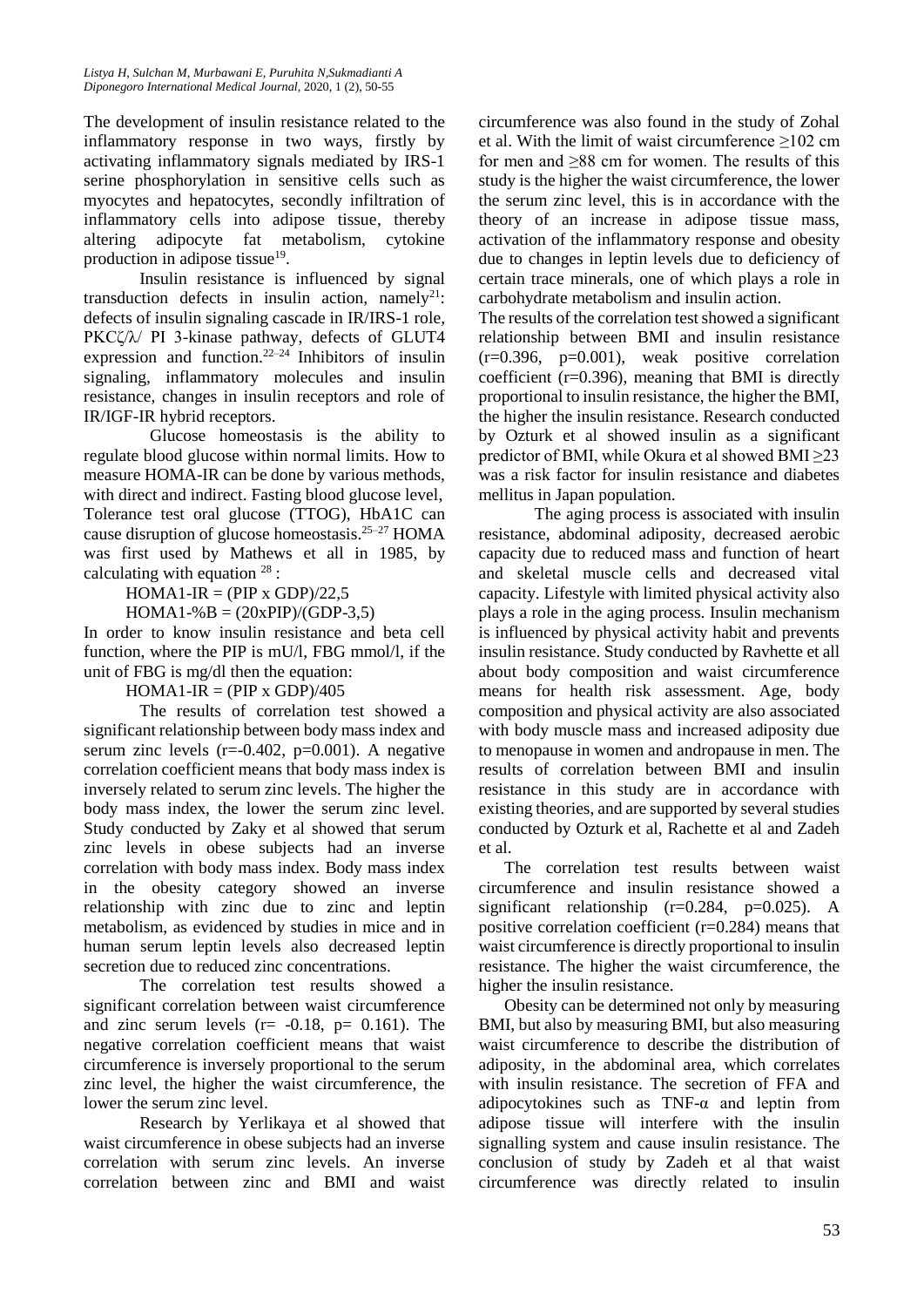The development of insulin resistance related to the inflammatory response in two ways, firstly by activating inflammatory signals mediated by IRS-1 serine phosphorylation in sensitive cells such as myocytes and hepatocytes, secondly infiltration of inflammatory cells into adipose tissue, thereby altering adipocyte fat metabolism, cytokine production in adipose tissue[19].

Insulin resistance is influenced by signal transduction defects in insulin action, namely[21]: defects of insulin signaling cascade in IR/IRS-1 role, PKCζ/λ/ PI 3-kinase pathway, defects of GLUT4 expression and function.[22–24] Inhibitors of insulin signaling, inflammatory molecules and insulin resistance, changes in insulin receptors and role of IR/IGF-IR hybrid receptors.

Glucose homeostasis is the ability to regulate blood glucose within normal limits. How to measure HOMA-IR can be done by various methods, with direct and indirect. Fasting blood glucose level, Tolerance test oral glucose (TTOG), HbA1C can cause disruption of glucose homeostasis.[25–27] HOMA was first used by Mathews et all in 1985, by calculating with equation [28] :

$$\text{HOMA1-IR} = (\text{PIP} \times \text{GDP})/22{,}5$$

$$\text{HOMA1-\%B} = (20\times\text{PIP})/(\text{GDP}-3{,}5)$$

In order to know insulin resistance and beta cell function, where the PIP is mU/l, FBG mmol/l, if the unit of FBG is mg/dl then the equation:

$$\text{HOMA1-IR} = (\text{PIP} \times \text{GDP})/405$$

The results of correlation test showed a significant relationship between body mass index and serum zinc levels ($r=-0.402$, $p=0.001$). A negative correlation coefficient means that body mass index is inversely related to serum zinc levels. The higher the body mass index, the lower the serum zinc level. Study conducted by Zaky et al showed that serum zinc levels in obese subjects had an inverse correlation with body mass index. Body mass index in the obesity category showed an inverse relationship with zinc due to zinc and leptin metabolism, as evidenced by studies in mice and in human serum leptin levels also decreased leptin secretion due to reduced zinc concentrations.

The correlation test results showed a significant correlation between waist circumference and zinc serum levels ($r= -0.18$, $p= 0.161$). The negative correlation coefficient means that waist circumference is inversely proportional to the serum zinc level, the higher the waist circumference, the lower the serum zinc level.

Research by Yerlikaya et al showed that waist circumference in obese subjects had an inverse correlation with serum zinc levels. An inverse correlation between zinc and BMI and waist circumference was also found in the study of Zohal et al. With the limit of waist circumference ≥102 cm for men and ≥88 cm for women. The results of this study is the higher the waist circumference, the lower the serum zinc level, this is in accordance with the theory of an increase in adipose tissue mass, activation of the inflammatory response and obesity due to changes in leptin levels due to deficiency of certain trace minerals, one of which plays a role in carbohydrate metabolism and insulin action.

The results of the correlation test showed a significant relationship between BMI and insulin resistance ($r=0.396$, $p=0.001$), weak positive correlation coefficient ($r=0.396$), meaning that BMI is directly proportional to insulin resistance, the higher the BMI, the higher the insulin resistance. Research conducted by Ozturk et al showed insulin as a significant predictor of BMI, while Okura et al showed BMI ≥23 was a risk factor for insulin resistance and diabetes mellitus in Japan population.

The aging process is associated with insulin resistance, abdominal adiposity, decreased aerobic capacity due to reduced mass and function of heart and skeletal muscle cells and decreased vital capacity. Lifestyle with limited physical activity also plays a role in the aging process. Insulin mechanism is influenced by physical activity habit and prevents insulin resistance. Study conducted by Ravhette et all about body composition and waist circumference means for health risk assessment. Age, body composition and physical activity are also associated with body muscle mass and increased adiposity due to menopause in women and andropause in men. The results of correlation between BMI and insulin resistance in this study are in accordance with existing theories, and are supported by several studies conducted by Ozturk et al, Rachette et al and Zadeh et al.

The correlation test results between waist circumference and insulin resistance showed a significant relationship ($r=0.284$, $p=0.025$). A positive correlation coefficient ($r=0.284$) means that waist circumference is directly proportional to insulin resistance. The higher the waist circumference, the higher the insulin resistance.

Obesity can be determined not only by measuring BMI, but also by measuring BMI, but also measuring waist circumference to describe the distribution of adiposity, in the abdominal area, which correlates with insulin resistance. The secretion of FFA and adipocytokines such as TNF-α and leptin from adipose tissue will interfere with the insulin signalling system and cause insulin resistance. The conclusion of study by Zadeh et al that waist circumference was directly related to insulin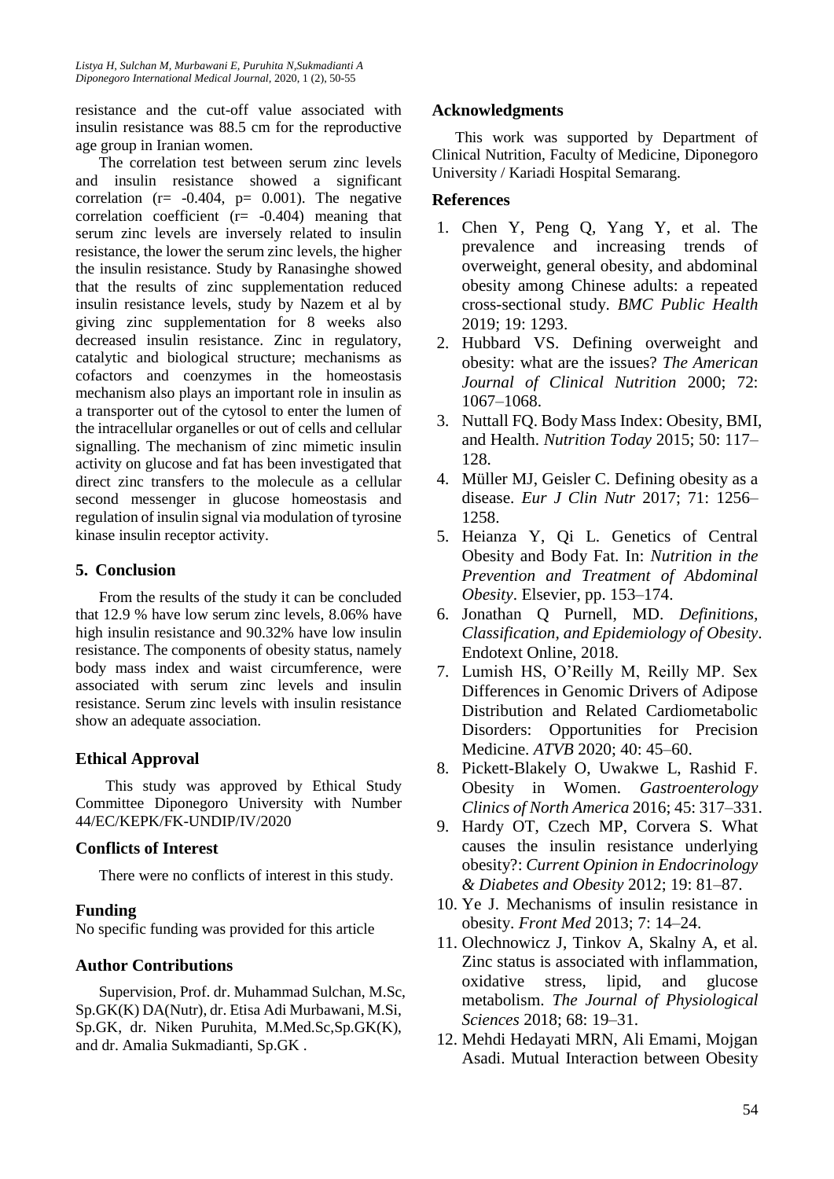resistance and the cut-off value associated with insulin resistance was 88.5 cm for the reproductive age group in Iranian women.

The correlation test between serum zinc levels and insulin resistance showed a significant correlation (r= -0.404, p= 0.001). The negative correlation coefficient (r= -0.404) meaning that serum zinc levels are inversely related to insulin resistance, the lower the serum zinc levels, the higher the insulin resistance. Study by Ranasinghe showed that the results of zinc supplementation reduced insulin resistance levels, study by Nazem et al by giving zinc supplementation for 8 weeks also decreased insulin resistance. Zinc in regulatory, catalytic and biological structure; mechanisms as cofactors and coenzymes in the homeostasis mechanism also plays an important role in insulin as a transporter out of the cytosol to enter the lumen of the intracellular organelles or out of cells and cellular signalling. The mechanism of zinc mimetic insulin activity on glucose and fat has been investigated that direct zinc transfers to the molecule as a cellular second messenger in glucose homeostasis and regulation of insulin signal via modulation of tyrosine kinase insulin receptor activity.

## 5. Conclusion

From the results of the study it can be concluded that 12.9 % have low serum zinc levels, 8.06% have high insulin resistance and 90.32% have low insulin resistance. The components of obesity status, namely body mass index and waist circumference, were associated with serum zinc levels and insulin resistance. Serum zinc levels with insulin resistance show an adequate association.

## Ethical Approval

This study was approved by Ethical Study Committee Diponegoro University with Number 44/EC/KEPK/FK-UNDIP/IV/2020

## Conflicts of Interest

There were no conflicts of interest in this study.

## Funding

No specific funding was provided for this article

## Author Contributions

Supervision, Prof. dr. Muhammad Sulchan, M.Sc, Sp.GK(K) DA(Nutr), dr. Etisa Adi Murbawani, M.Si, Sp.GK, dr. Niken Puruhita, M.Med.Sc,Sp.GK(K), and dr. Amalia Sukmadianti, Sp.GK .

## Acknowledgments

This work was supported by Department of Clinical Nutrition, Faculty of Medicine, Diponegoro University / Kariadi Hospital Semarang.

## References

1. Chen Y, Peng Q, Yang Y, et al. The prevalence and increasing trends of overweight, general obesity, and abdominal obesity among Chinese adults: a repeated cross-sectional study. *BMC Public Health* 2019; 19: 1293.
2. Hubbard VS. Defining overweight and obesity: what are the issues? *The American Journal of Clinical Nutrition* 2000; 72: 1067–1068.
3. Nuttall FQ. Body Mass Index: Obesity, BMI, and Health. *Nutrition Today* 2015; 50: 117–128.
4. Müller MJ, Geisler C. Defining obesity as a disease. *Eur J Clin Nutr* 2017; 71: 1256–1258.
5. Heianza Y, Qi L. Genetics of Central Obesity and Body Fat. In: *Nutrition in the Prevention and Treatment of Abdominal Obesity*. Elsevier, pp. 153–174.
6. Jonathan Q Purnell, MD. *Definitions, Classification, and Epidemiology of Obesity*. Endotext Online, 2018.
7. Lumish HS, O'Reilly M, Reilly MP. Sex Differences in Genomic Drivers of Adipose Distribution and Related Cardiometabolic Disorders: Opportunities for Precision Medicine. *ATVB* 2020; 40: 45–60.
8. Pickett-Blakely O, Uwakwe L, Rashid F. Obesity in Women. *Gastroenterology Clinics of North America* 2016; 45: 317–331.
9. Hardy OT, Czech MP, Corvera S. What causes the insulin resistance underlying obesity?: *Current Opinion in Endocrinology & Diabetes and Obesity* 2012; 19: 81–87.
10. Ye J. Mechanisms of insulin resistance in obesity. *Front Med* 2013; 7: 14–24.
11. Olechnowicz J, Tinkov A, Skalny A, et al. Zinc status is associated with inflammation, oxidative stress, lipid, and glucose metabolism. *The Journal of Physiological Sciences* 2018; 68: 19–31.
12. Mehdi Hedayati MRN, Ali Emami, Mojgan Asadi. Mutual Interaction between Obesity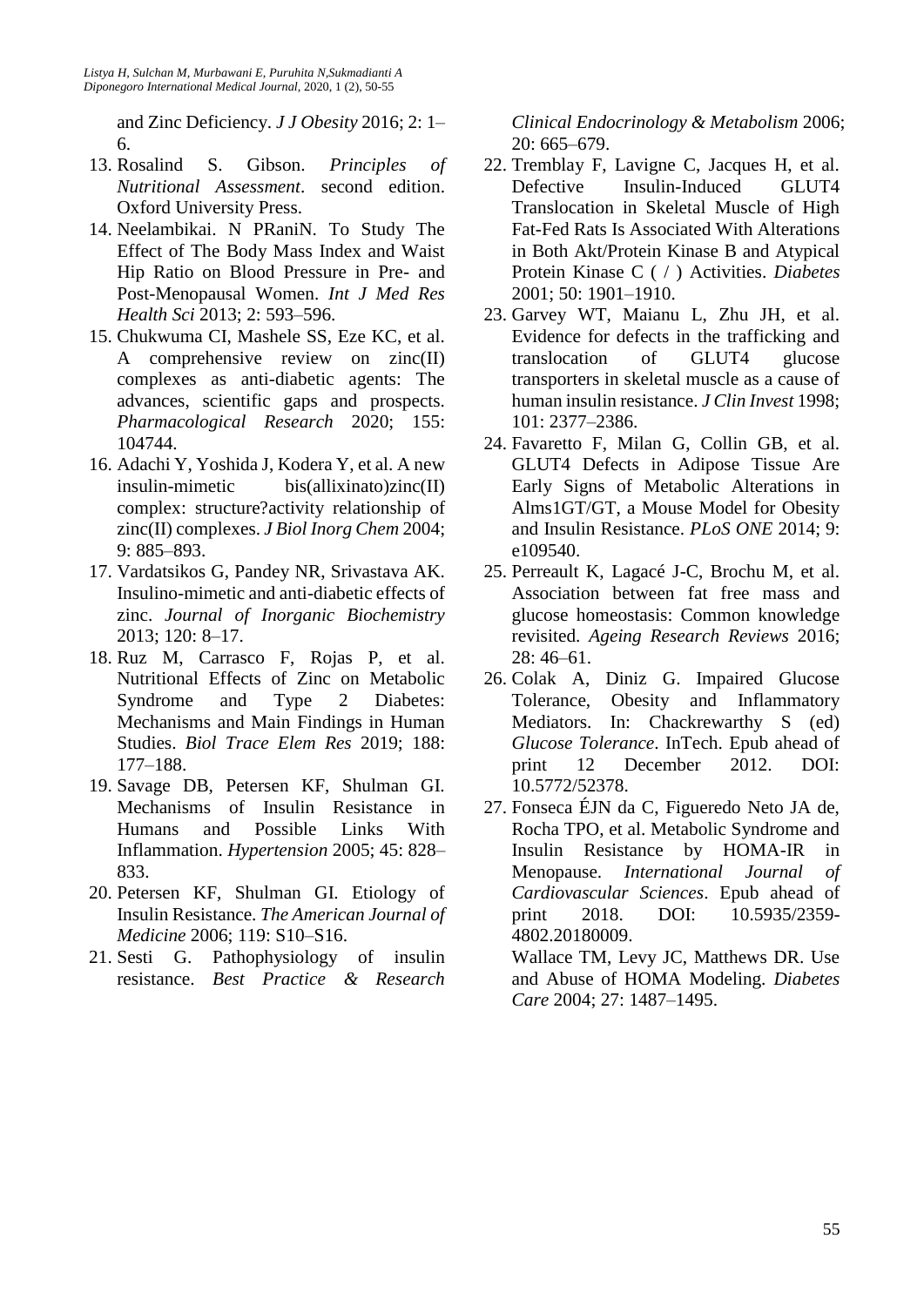and Zinc Deficiency. *J J Obesity* 2016; 2: 1–6.

13. Rosalind S. Gibson. *Principles of Nutritional Assessment*. second edition. Oxford University Press.
14. Neelambikai. N PRaniN. To Study The Effect of The Body Mass Index and Waist Hip Ratio on Blood Pressure in Pre- and Post-Menopausal Women. *Int J Med Res Health Sci* 2013; 2: 593–596.
15. Chukwuma CI, Mashele SS, Eze KC, et al. A comprehensive review on zinc(II) complexes as anti-diabetic agents: The advances, scientific gaps and prospects. *Pharmacological Research* 2020; 155: 104744.
16. Adachi Y, Yoshida J, Kodera Y, et al. A new insulin-mimetic bis(allixinato)zinc(II) complex: structure?activity relationship of zinc(II) complexes. *J Biol Inorg Chem* 2004; 9: 885–893.
17. Vardatsikos G, Pandey NR, Srivastava AK. Insulino-mimetic and anti-diabetic effects of zinc. *Journal of Inorganic Biochemistry* 2013; 120: 8–17.
18. Ruz M, Carrasco F, Rojas P, et al. Nutritional Effects of Zinc on Metabolic Syndrome and Type 2 Diabetes: Mechanisms and Main Findings in Human Studies. *Biol Trace Elem Res* 2019; 188: 177–188.
19. Savage DB, Petersen KF, Shulman GI. Mechanisms of Insulin Resistance in Humans and Possible Links With Inflammation. *Hypertension* 2005; 45: 828–833.
20. Petersen KF, Shulman GI. Etiology of Insulin Resistance. *The American Journal of Medicine* 2006; 119: S10–S16.
21. Sesti G. Pathophysiology of insulin resistance. *Best Practice & Research Clinical Endocrinology & Metabolism* 2006; 20: 665–679.
22. Tremblay F, Lavigne C, Jacques H, et al. Defective Insulin-Induced GLUT4 Translocation in Skeletal Muscle of High Fat-Fed Rats Is Associated With Alterations in Both Akt/Protein Kinase B and Atypical Protein Kinase C ( / ) Activities. *Diabetes* 2001; 50: 1901–1910.
23. Garvey WT, Maianu L, Zhu JH, et al. Evidence for defects in the trafficking and translocation of GLUT4 glucose transporters in skeletal muscle as a cause of human insulin resistance. *J Clin Invest* 1998; 101: 2377–2386.
24. Favaretto F, Milan G, Collin GB, et al. GLUT4 Defects in Adipose Tissue Are Early Signs of Metabolic Alterations in Alms1GT/GT, a Mouse Model for Obesity and Insulin Resistance. *PLoS ONE* 2014; 9: e109540.
25. Perreault K, Lagacé J-C, Brochu M, et al. Association between fat free mass and glucose homeostasis: Common knowledge revisited. *Ageing Research Reviews* 2016; 28: 46–61.
26. Colak A, Diniz G. Impaired Glucose Tolerance, Obesity and Inflammatory Mediators. In: Chackrewarthy S (ed) *Glucose Tolerance*. InTech. Epub ahead of print 12 December 2012. DOI: 10.5772/52378.
27. Fonseca ÉJN da C, Figueredo Neto JA de, Rocha TPO, et al. Metabolic Syndrome and Insulin Resistance by HOMA-IR in Menopause. *International Journal of Cardiovascular Sciences*. Epub ahead of print 2018. DOI: 10.5935/2359-4802.20180009.

Wallace TM, Levy JC, Matthews DR. Use and Abuse of HOMA Modeling. *Diabetes Care* 2004; 27: 1487–1495.